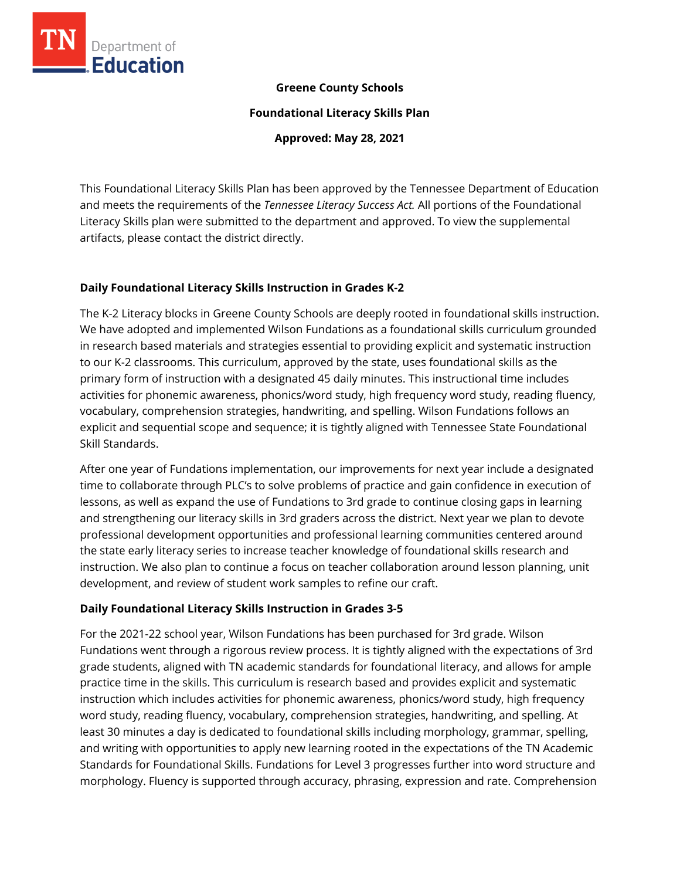**Greene County Schools**

**Foundational Literacy Skills Plan**

**Approved: May 28, 2021**

This Foundational Literacy Skills Plan has been approved by the Tennessee Department of Education and meets the requirements of the *Tennessee Literacy Success Act.* All portions of the Foundational Literacy Skills plan were submitted to the department and approved. To view the supplemental artifacts, please contact the district directly.

## Daily Foundational Literacy Skills Instruction in Grades K-2

The K-2 Literacy blocks in Greene County Schools are deeply rooted in foundational skills instruction. We have adopted and implemented Wilson Fundations as a foundational skills curriculum grounded in research based materials and strategies essential to providing explicit and systematic instruction to our K-2 classrooms. This curriculum, approved by the state, uses foundational skills as the primary form of instruction with a designated 45 daily minutes. This instructional time includes activities for phonemic awareness, phonics/word study, high frequency word study, reading fluency, vocabulary, comprehension strategies, handwriting, and spelling. Wilson Fundations follows an explicit and sequential scope and sequence; it is tightly aligned with Tennessee State Foundational Skill Standards.

After one year of Fundations implementation, our improvements for next year include a designated time to collaborate through PLC's to solve problems of practice and gain confidence in execution of lessons, as well as expand the use of Fundations to 3rd grade to continue closing gaps in learning and strengthening our literacy skills in 3rd graders across the district. Next year we plan to devote professional development opportunities and professional learning communities centered around the state early literacy series to increase teacher knowledge of foundational skills research and instruction. We also plan to continue a focus on teacher collaboration around lesson planning, unit development, and review of student work samples to refine our craft.

## Daily Foundational Literacy Skills Instruction in Grades 3-5

For the 2021-22 school year, Wilson Fundations has been purchased for 3rd grade. Wilson Fundations went through a rigorous review process. It is tightly aligned with the expectations of 3rd grade students, aligned with TN academic standards for foundational literacy, and allows for ample practice time in the skills. This curriculum is research based and provides explicit and systematic instruction which includes activities for phonemic awareness, phonics/word study, high frequency word study, reading fluency, vocabulary, comprehension strategies, handwriting, and spelling. At least 30 minutes a day is dedicated to foundational skills including morphology, grammar, spelling, and writing with opportunities to apply new learning rooted in the expectations of the TN Academic Standards for Foundational Skills. Fundations for Level 3 progresses further into word structure and morphology. Fluency is supported through accuracy, phrasing, expression and rate. Comprehension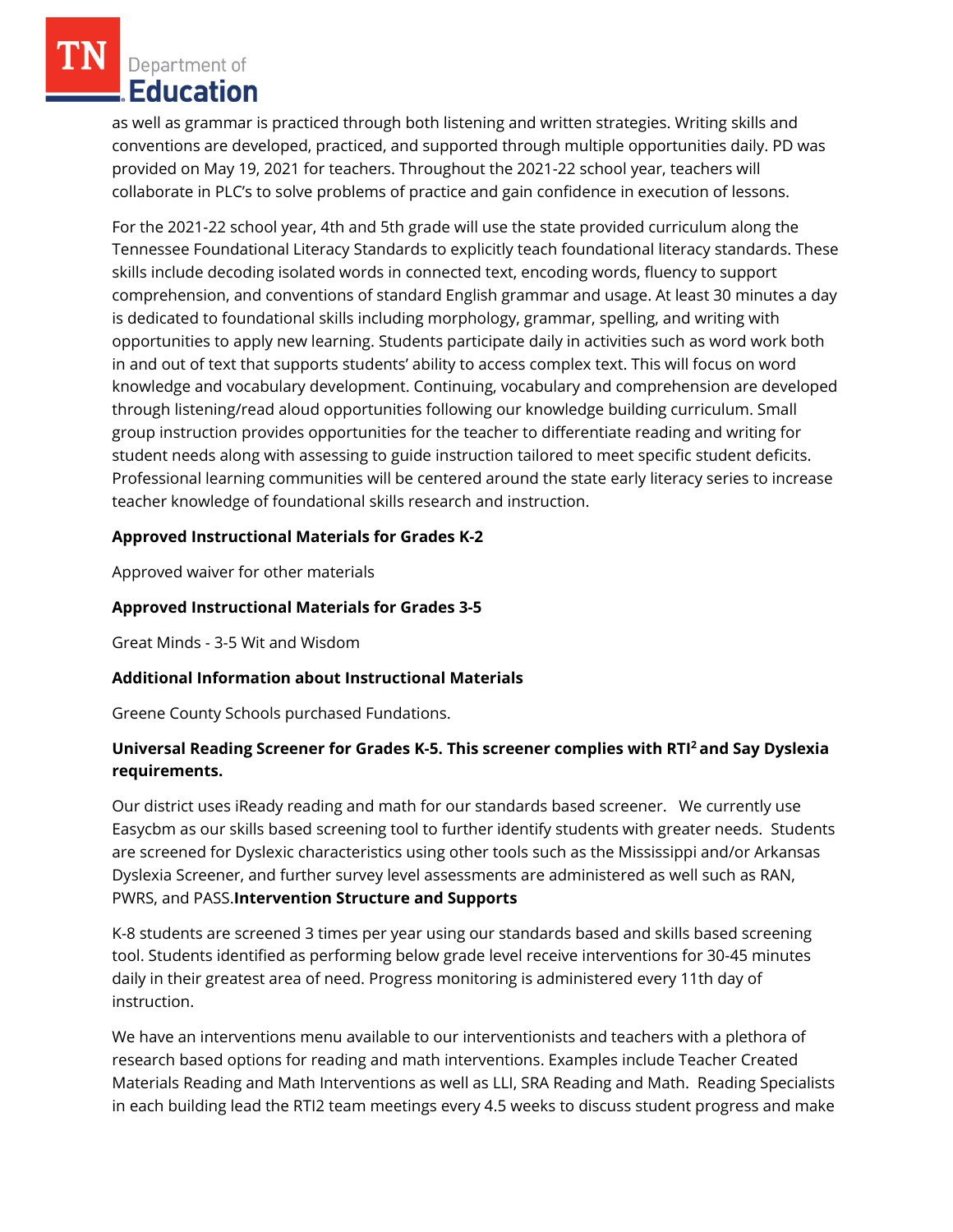as well as grammar is practiced through both listening and written strategies. Writing skills and conventions are developed, practiced, and supported through multiple opportunities daily. PD was provided on May 19, 2021 for teachers. Throughout the 2021-22 school year, teachers will collaborate in PLC's to solve problems of practice and gain confidence in execution of lessons.

For the 2021-22 school year, 4th and 5th grade will use the state provided curriculum along the Tennessee Foundational Literacy Standards to explicitly teach foundational literacy standards. These skills include decoding isolated words in connected text, encoding words, fluency to support comprehension, and conventions of standard English grammar and usage. At least 30 minutes a day is dedicated to foundational skills including morphology, grammar, spelling, and writing with opportunities to apply new learning. Students participate daily in activities such as word work both in and out of text that supports students' ability to access complex text. This will focus on word knowledge and vocabulary development. Continuing, vocabulary and comprehension are developed through listening/read aloud opportunities following our knowledge building curriculum. Small group instruction provides opportunities for the teacher to differentiate reading and writing for student needs along with assessing to guide instruction tailored to meet specific student deficits. Professional learning communities will be centered around the state early literacy series to increase teacher knowledge of foundational skills research and instruction.

**Approved Instructional Materials for Grades K-2**

Approved waiver for other materials

**Approved Instructional Materials for Grades 3-5**

Great Minds - 3-5 Wit and Wisdom

**Additional Information about Instructional Materials**

Greene County Schools purchased Fundations.

**Universal Reading Screener for Grades K-5. This screener complies with RTI² and Say Dyslexia requirements.**

Our district uses iReady reading and math for our standards based screener. We currently use Easycbm as our skills based screening tool to further identify students with greater needs. Students are screened for Dyslexic characteristics using other tools such as the Mississippi and/or Arkansas Dyslexia Screener, and further survey level assessments are administered as well such as RAN, PWRS, and PASS.

**Intervention Structure and Supports**

K-8 students are screened 3 times per year using our standards based and skills based screening tool. Students identified as performing below grade level receive interventions for 30-45 minutes daily in their greatest area of need. Progress monitoring is administered every 11th day of instruction.

We have an interventions menu available to our interventionists and teachers with a plethora of research based options for reading and math interventions. Examples include Teacher Created Materials Reading and Math Interventions as well as LLI, SRA Reading and Math. Reading Specialists in each building lead the RTI2 team meetings every 4.5 weeks to discuss student progress and make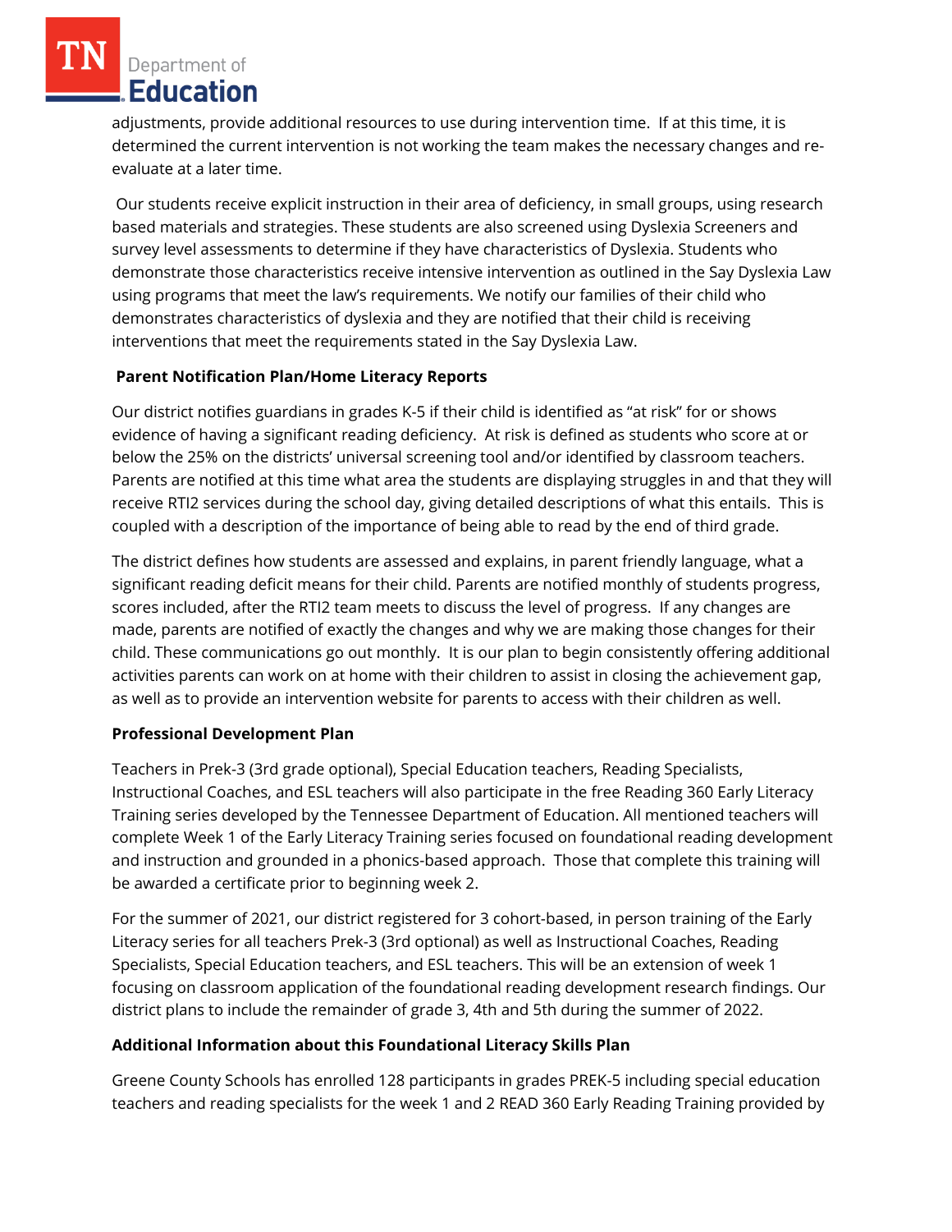adjustments, provide additional resources to use during intervention time. If at this time, it is determined the current intervention is not working the team makes the necessary changes and re-evaluate at a later time.

Our students receive explicit instruction in their area of deficiency, in small groups, using research based materials and strategies. These students are also screened using Dyslexia Screeners and survey level assessments to determine if they have characteristics of Dyslexia. Students who demonstrate those characteristics receive intensive intervention as outlined in the Say Dyslexia Law using programs that meet the law's requirements. We notify our families of their child who demonstrates characteristics of dyslexia and they are notified that their child is receiving interventions that meet the requirements stated in the Say Dyslexia Law.

**Parent Notification Plan/Home Literacy Reports**

Our district notifies guardians in grades K-5 if their child is identified as "at risk" for or shows evidence of having a significant reading deficiency. At risk is defined as students who score at or below the 25% on the districts' universal screening tool and/or identified by classroom teachers. Parents are notified at this time what area the students are displaying struggles in and that they will receive RTI2 services during the school day, giving detailed descriptions of what this entails. This is coupled with a description of the importance of being able to read by the end of third grade.

The district defines how students are assessed and explains, in parent friendly language, what a significant reading deficit means for their child. Parents are notified monthly of students progress, scores included, after the RTI2 team meets to discuss the level of progress. If any changes are made, parents are notified of exactly the changes and why we are making those changes for their child. These communications go out monthly. It is our plan to begin consistently offering additional activities parents can work on at home with their children to assist in closing the achievement gap, as well as to provide an intervention website for parents to access with their children as well.

**Professional Development Plan**

Teachers in Prek-3 (3rd grade optional), Special Education teachers, Reading Specialists, Instructional Coaches, and ESL teachers will also participate in the free Reading 360 Early Literacy Training series developed by the Tennessee Department of Education. All mentioned teachers will complete Week 1 of the Early Literacy Training series focused on foundational reading development and instruction and grounded in a phonics-based approach. Those that complete this training will be awarded a certificate prior to beginning week 2.

For the summer of 2021, our district registered for 3 cohort-based, in person training of the Early Literacy series for all teachers Prek-3 (3rd optional) as well as Instructional Coaches, Reading Specialists, Special Education teachers, and ESL teachers. This will be an extension of week 1 focusing on classroom application of the foundational reading development research findings. Our district plans to include the remainder of grade 3, 4th and 5th during the summer of 2022.

**Additional Information about this Foundational Literacy Skills Plan**

Greene County Schools has enrolled 128 participants in grades PREK-5 including special education teachers and reading specialists for the week 1 and 2 READ 360 Early Reading Training provided by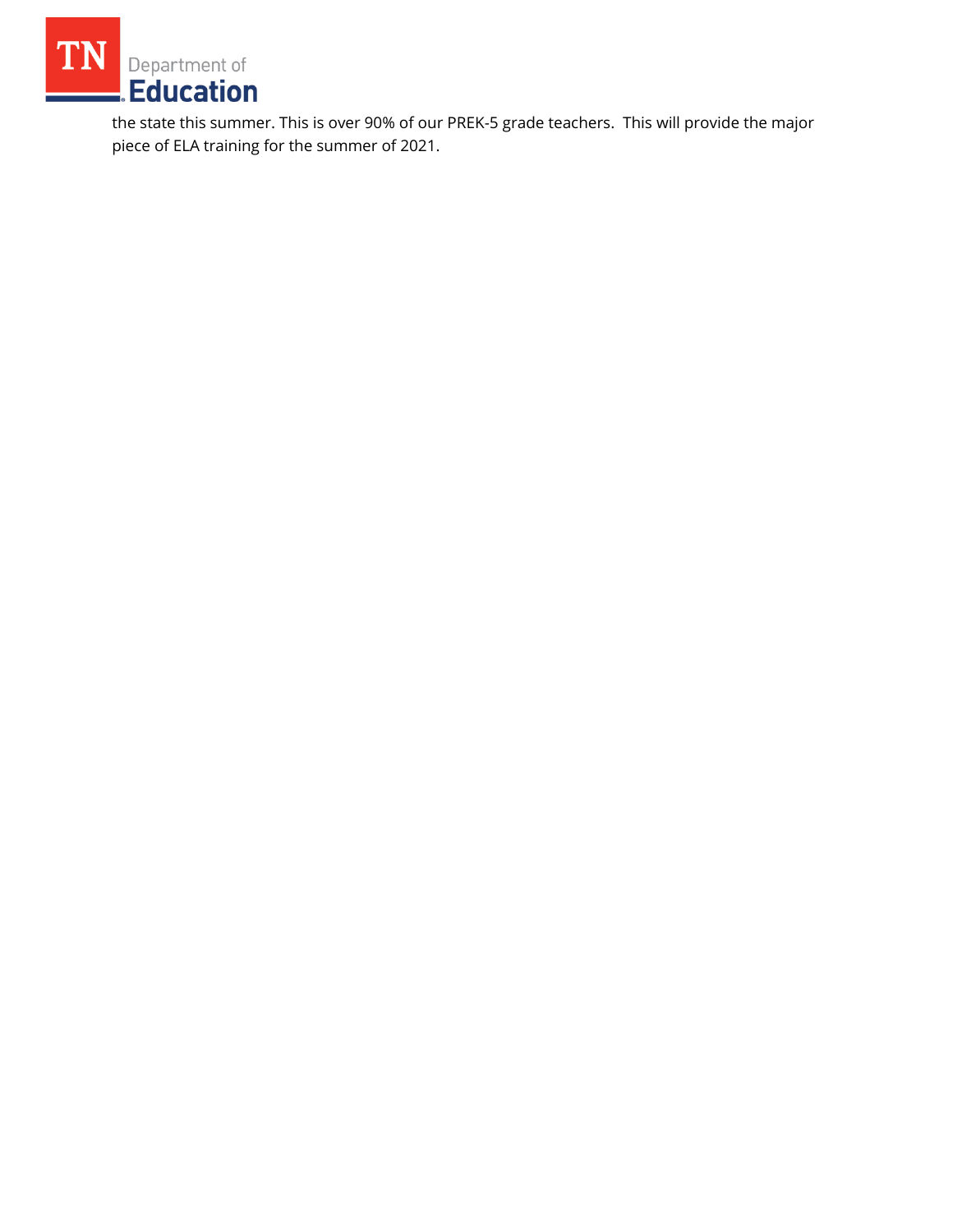the state this summer. This is over 90% of our PREK-5 grade teachers. This will provide the major piece of ELA training for the summer of 2021.